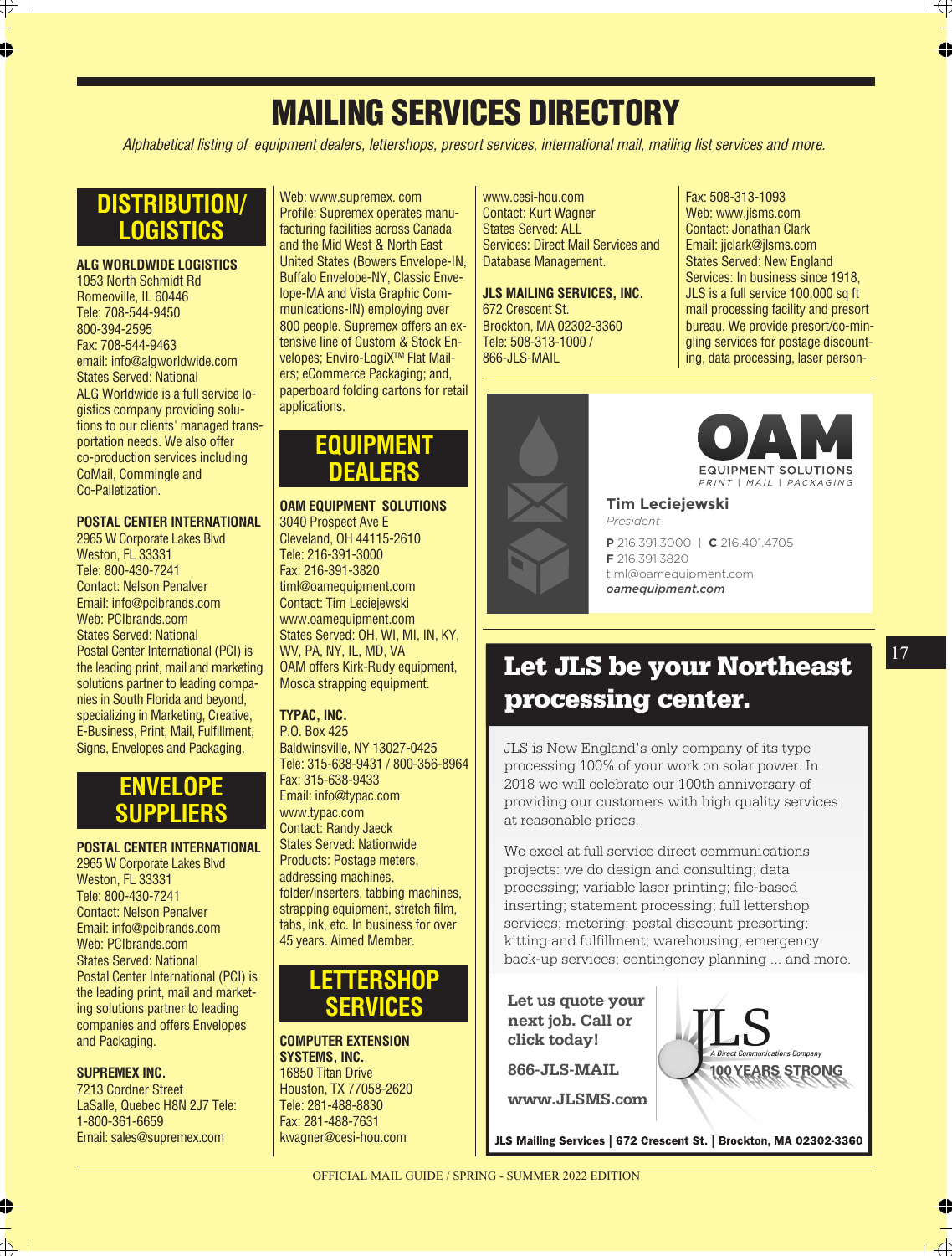# MAILING SERVICES DIRECTORY

*Alphabetical listing of equipment dealers, lettershops, presort services, international mail, mailing list services and more.*

## DISTRIBUTION/ LOGISTICS

**ALG WORLDWIDE LOGISTICS**
1053 North Schmidt Rd
Romeoville, IL 60446
Tele: 708-544-9450
800-394-2595
Fax: 708-544-9463
email: info@algworldwide.com
States Served: National
ALG Worldwide is a full service logistics company providing solutions to our clients' managed transportation needs. We also offer co-production services including CoMail, Commingle and Co-Palletization.

**POSTAL CENTER INTERNATIONAL**
2965 W Corporate Lakes Blvd
Weston, FL 33331
Tele: 800-430-7241
Contact: Nelson Penalver
Email: info@pcibrands.com
Web: PCIbrands.com
States Served: National
Postal Center International (PCI) is the leading print, mail and marketing solutions partner to leading companies in South Florida and beyond, specializing in Marketing, Creative, E-Business, Print, Mail, Fulfillment, Signs, Envelopes and Packaging.

## ENVELOPE SUPPLIERS

**POSTAL CENTER INTERNATIONAL**
2965 W Corporate Lakes Blvd
Weston, FL 33331
Tele: 800-430-7241
Contact: Nelson Penalver
Email: info@pcibrands.com
Web: PCIbrands.com
States Served: National
Postal Center International (PCI) is the leading print, mail and marketing solutions partner to leading companies and offers Envelopes and Packaging.

**SUPREMEX INC.**
7213 Cordner Street
LaSalle, Quebec H8N 2J7 Tele: 1-800-361-6659
Email: sales@supremex.com
Web: www.supremex. com
Profile: Supremex operates manufacturing facilities across Canada and the Mid West & North East United States (Bowers Envelope-IN, Buffalo Envelope-NY, Classic Envelope-MA and Vista Graphic Communications-IN) employing over 800 people. Supremex offers an extensive line of Custom & Stock Envelopes; Enviro-LogiX™ Flat Mailers; eCommerce Packaging; and, paperboard folding cartons for retail applications.

## EQUIPMENT DEALERS

**OAM EQUIPMENT SOLUTIONS**
3040 Prospect Ave E
Cleveland, OH 44115-2610
Tele: 216-391-3000
Fax: 216-391-3820
timl@oamequipment.com
Contact: Tim Leciejewski
www.oamequipment.com
States Served: OH, WI, MI, IN, KY, WV, PA, NY, IL, MD, VA
OAM offers Kirk-Rudy equipment, Mosca strapping equipment.

**TYPAC, INC.**
P.O. Box 425
Baldwinsville, NY 13027-0425
Tele: 315-638-9431 / 800-356-8964
Fax: 315-638-9433
Email: info@typac.com
www.typac.com
Contact: Randy Jaeck
States Served: Nationwide
Products: Postage meters, addressing machines, folder/inserters, tabbing machines, strapping equipment, stretch film, tabs, ink, etc. In business for over 45 years. Aimed Member.

## LETTERSHOP SERVICES

**COMPUTER EXTENSION SYSTEMS, INC.**
16850 Titan Drive
Houston, TX 77058-2620
Tele: 281-488-8830
Fax: 281-488-7631
kwagner@cesi-hou.com
www.cesi-hou.com
Contact: Kurt Wagner
States Served: ALL
Services: Direct Mail Services and Database Management.

**JLS MAILING SERVICES, INC.**
672 Crescent St.
Brockton, MA 02302-3360
Tele: 508-313-1000 / 866-JLS-MAIL
Fax: 508-313-1093
Web: www.jlsms.com
Contact: Jonathan Clark
Email: jjclark@jlsms.com
States Served: New England
Services: In business since 1918, JLS is a full service 100,000 sq ft mail processing facility and presort bureau. We provide presort/co-mingling services for postage discounting, data processing, laser person-

---

OAM EQUIPMENT SOLUTIONS
PRINT | MAIL | PACKAGING

**Tim Leciejewski**
*President*
**P** 216.391.3000 | **C** 216.401.4705
**F** 216.391.3820
timl@oamequipment.com
***oamequipment.com***

---

## Let JLS be your Northeast processing center.

JLS is New England's only company of its type processing 100% of your work on solar power. In 2018 we will celebrate our 100th anniversary of providing our customers with high quality services at reasonable prices.

We excel at full service direct communications projects: we do design and consulting; data processing; variable laser printing; file-based inserting; statement processing; full lettershop services; metering; postal discount presorting; kitting and fulfillment; warehousing; emergency back-up services; contingency planning ... and more.

**Let us quote your next job. Call or click today!**

**866-JLS-MAIL**

**www.JLSMS.com**

JLS *A Direct Communications Company* **100 YEARS STRONG**

**JLS Mailing Services | 672 Crescent St. | Brockton, MA 02302-3360**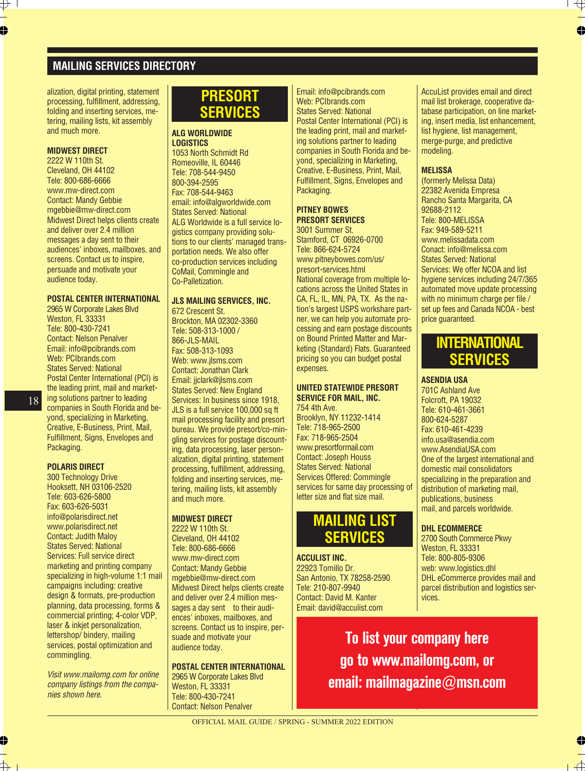## MAILING SERVICES DIRECTORY

alization, digital printing, statement processing, fulfillment, addressing, folding and inserting services, metering, mailing lists, kit assembly and much more.

**MIDWEST DIRECT**
2222 W 110th St.
Cleveland, OH 44102
Tele: 800-686-6666
www.mw-direct.com
Contact: Mandy Gebbie
mgebbie@mw-direct.com
Midwest Direct helps clients create and deliver over 2.4 million messages a day sent to their audiences' inboxes, mailboxes, and screens. Contact us to inspire, persuade and motivate your audience today.

**POSTAL CENTER INTERNATIONAL**
2965 W Corporate Lakes Blvd
Weston, FL 33331
Tele: 800-430-7241
Contact: Nelson Penalver
Email: info@pcibrands.com
Web: PCIbrands.com
States Served: National
Postal Center International (PCI) is the leading print, mail and marketing solutions partner to leading companies in South Florida and beyond, specializing in Marketing, Creative, E-Business, Print, Mail, Fulfillment, Signs, Envelopes and Packaging.

**POLARIS DIRECT**
300 Technology Drive
Hooksett, NH 03106-2520
Tele: 603-626-5800
Fax: 603-626-5031
info@polarisdirect.net
www.polarisdirect.net
Contact: Judith Maloy
States Served: National
Services: Full service direct marketing and printing company specializing in high-volume 1:1 mail campaigns including: creative design & formats, pre-production planning, data processing, forms & commercial printing; 4-color VDP, laser & inkjet personalization, lettershop/ bindery, mailing services, postal optimization and commingling.

*Visit www.mailomg.com for online company listings from the companies shown here.*

## PRESORT SERVICES

**ALG WORLDWIDE LOGISTICS**
1053 North Schmidt Rd
Romeoville, IL 60446
Tele: 708-544-9450
800-394-2595
Fax: 708-544-9463
email: info@algworldwide.com
States Served: National
ALG Worldwide is a full service logistics company providing solutions to our clients' managed transportation needs. We also offer co-production services including CoMail, Commingle and Co-Palletization.

**JLS MAILING SERVICES, INC.**
672 Crescent St.
Brockton, MA 02302-3360
Tele: 508-313-1000 /
866-JLS-MAIL
Fax: 508-313-1093
Web: www.jlsms.com
Contact: Jonathan Clark
Email: jjclark@jlsms.com
States Served: New England
Services: In business since 1918, JLS is a full service 100,000 sq ft mail processing facility and presort bureau. We provide presort/co-mingling services for postage discounting, data processing, laser personalization, digital printing, statement processing, fulfillment, addressing, folding and inserting services, metering, mailing lists, kit assembly and much more.

**MIDWEST DIRECT**
2222 W 110th St.
Cleveland, OH 44102
Tele: 800-686-6666
www.mw-direct.com
Contact: Mandy Gebbie
mgebbie@mw-direct.com
Midwest Direct helps clients create and deliver over 2.4 million messages a day sent to their audiences' inboxes, mailboxes, and screens. Contact us to inspire, persuade and motivate your audience today.

**POSTAL CENTER INTERNATIONAL**
2965 W Corporate Lakes Blvd
Weston, FL 33331
Tele: 800-430-7241
Contact: Nelson Penalver
Email: info@pcibrands.com
Web: PCIbrands.com
States Served: National
Postal Center International (PCI) is the leading print, mail and marketing solutions partner to leading companies in South Florida and beyond, specializing in Marketing, Creative, E-Business, Print, Mail, Fulfillment, Signs, Envelopes and Packaging.

**PITNEY BOWES PRESORT SERVICES**
3001 Summer St.
Stamford, CT 06926-0700
Tele: 866-624-5724
www.pitneybowes.com/us/presort-services.html
National coverage from multiple locations across the United States in CA, FL, IL, MN, PA, TX. As the nation's largest USPS workshare partner, we can help you automate processing and earn postage discounts on Bound Printed Matter and Marketing (Standard) Flats. Guaranteed pricing so you can budget postal expenses.

**UNITED STATEWIDE PRESORT SERVICE FOR MAIL, INC.**
754 4th Ave.
Brooklyn, NY 11232-1414
Tele: 718-965-2500
Fax: 718-965-2504
www.presortformail.com
Contact: Joseph Houss
States Served: National
Services Offered: Commingle services for same day processing of letter size and flat size mail.

## MAILING LIST SERVICES

**ACCULIST INC.**
22923 Tomillo Dr.
San Antonio, TX 78258-2590
Tele: 210-807-9940
Contact: David M. Kanter
Email: david@acculist.com
AccuList provides email and direct mail list brokerage, cooperative database participation, on line marketing, insert media, list enhancement, list hygiene, list management, merge-purge, and predictive modeling.

**MELISSA**
(formerly Melissa Data)
22382 Avenida Empresa
Rancho Santa Margarita, CA 92688-2112
Tele: 800-MELISSA
Fax: 949-589-5211
www.melissadata.com
Conact: info@melissa.com
States Served: National
Services: We offer NCOA and list hygiene services including 24/7/365 automated move update processing with no minimum charge per file / set up fees and Canada NCOA - best price guaranteed.

## INTERNATIONAL SERVICES

**ASENDIA USA**
701C Ashland Ave
Folcroft, PA 19032
Tele: 610-461-3661
800-624-5287
Fax: 610-461-4239
info.usa@asendia.com
www.AsendiaUSA.com
One of the largest international and domestic mail consolidators specializing in the preparation and distribution of marketing mail, publications, business mail, and parcels worldwide.

**DHL ECOMMERCE**
2700 South Commerce Pkwy
Weston, FL 33331
Tele: 800-805-9306
web: www.logistics.dhl
DHL eCommerce provides mail and parcel distribution and logistics services.

**To list your company here go to www.mailomg.com, or email: mailmagazine@msn.com**